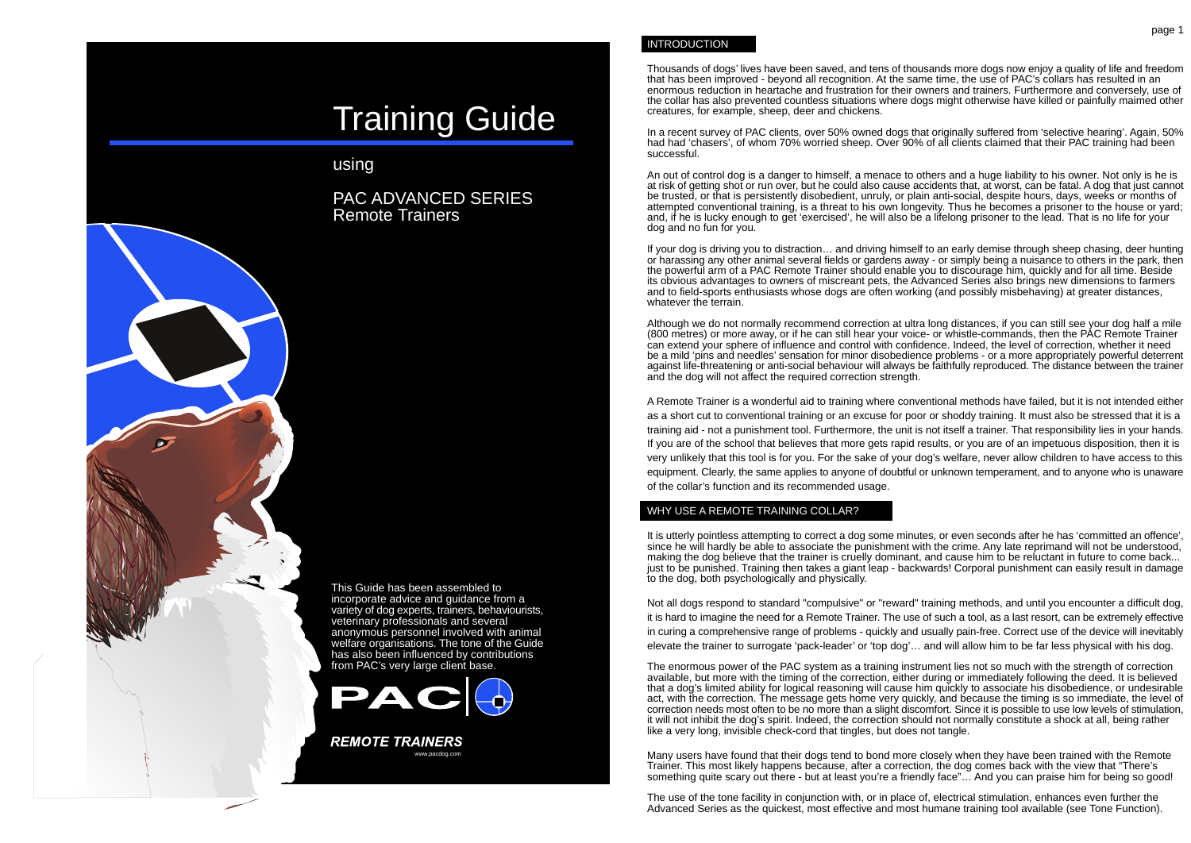# Training Guide

using

## PAC ADVANCED SERIES
Remote Trainers

This Guide has been assembled to incorporate advice and guidance from a variety of dog experts, trainers, behaviourists, veterinary professionals and several anonymous personnel involved with animal welfare organisations. The tone of the Guide has also been influenced by contributions from PAC's very large client base.

PAC

***REMOTE TRAINERS***

www.pacdog.com

## INTRODUCTION

Thousands of dogs' lives have been saved, and tens of thousands more dogs now enjoy a quality of life and freedom that has been improved - beyond all recognition. At the same time, the use of PAC's collars has resulted in an enormous reduction in heartache and frustration for their owners and trainers. Furthermore and conversely, use of the collar has also prevented countless situations where dogs might otherwise have killed or painfully maimed other creatures, for example, sheep, deer and chickens.

In a recent survey of PAC clients, over 50% owned dogs that originally suffered from 'selective hearing'. Again, 50% had had 'chasers', of whom 70% worried sheep. Over 90% of all clients claimed that their PAC training had been successful.

An out of control dog is a danger to himself, a menace to others and a huge liability to his owner. Not only is he is at risk of getting shot or run over, but he could also cause accidents that, at worst, can be fatal. A dog that just cannot be trusted, or that is persistently disobedient, unruly, or plain anti-social, despite hours, days, weeks or months of attempted conventional training, is a threat to his own longevity. Thus he becomes a prisoner to the house or yard; and, if he is lucky enough to get 'exercised', he will also be a lifelong prisoner to the lead. That is no life for your dog and no fun for you.

If your dog is driving you to distraction… and driving himself to an early demise through sheep chasing, deer hunting or harassing any other animal several fields or gardens away - or simply being a nuisance to others in the park, then the powerful arm of a PAC Remote Trainer should enable you to discourage him, quickly and for all time. Beside its obvious advantages to owners of miscreant pets, the Advanced Series also brings new dimensions to farmers and to field-sports enthusiasts whose dogs are often working (and possibly misbehaving) at greater distances, whatever the terrain.

Although we do not normally recommend correction at ultra long distances, if you can still see your dog half a mile (800 metres) or more away, or if he can still hear your voice- or whistle-commands, then the PAC Remote Trainer can extend your sphere of influence and control with confidence. Indeed, the level of correction, whether it need be a mild 'pins and needles' sensation for minor disobedience problems - or a more appropriately powerful deterrent against life-threatening or anti-social behaviour will always be faithfully reproduced. The distance between the trainer and the dog will not affect the required correction strength.

A Remote Trainer is a wonderful aid to training where conventional methods have failed, but it is not intended either as a short cut to conventional training or an excuse for poor or shoddy training. It must also be stressed that it is a training aid - not a punishment tool. Furthermore, the unit is not itself a trainer. That responsibility lies in your hands. If you are of the school that believes that more gets rapid results, or you are of an impetuous disposition, then it is very unlikely that this tool is for you. For the sake of your dog's welfare, never allow children to have access to this equipment. Clearly, the same applies to anyone of doubtful or unknown temperament, and to anyone who is unaware of the collar's function and its recommended usage.

## WHY USE A REMOTE TRAINING COLLAR?

It is utterly pointless attempting to correct a dog some minutes, or even seconds after he has 'committed an offence', since he will hardly be able to associate the punishment with the crime. Any late reprimand will not be understood, making the dog believe that the trainer is cruelly dominant, and cause him to be reluctant in future to come back... just to be punished. Training then takes a giant leap - backwards! Corporal punishment can easily result in damage to the dog, both psychologically and physically.

Not all dogs respond to standard "compulsive" or "reward" training methods, and until you encounter a difficult dog, it is hard to imagine the need for a Remote Trainer. The use of such a tool, as a last resort, can be extremely effective in curing a comprehensive range of problems - quickly and usually pain-free. Correct use of the device will inevitably elevate the trainer to surrogate 'pack-leader' or 'top dog'… and will allow him to be far less physical with his dog.

The enormous power of the PAC system as a training instrument lies not so much with the strength of correction available, but more with the timing of the correction, either during or immediately following the deed. It is believed that a dog's limited ability for logical reasoning will cause him quickly to associate his disobedience, or undesirable act, with the correction. The message gets home very quickly, and because the timing is so immediate, the level of correction needs most often to be no more than a slight discomfort. Since it is possible to use low levels of stimulation, it will not inhibit the dog's spirit. Indeed, the correction should not normally constitute a shock at all, being rather like a very long, invisible check-cord that tingles, but does not tangle.

Many users have found that their dogs tend to bond more closely when they have been trained with the Remote Trainer. This most likely happens because, after a correction, the dog comes back with the view that "There's something quite scary out there - but at least you're a friendly face"… And you can praise him for being so good!

The use of the tone facility in conjunction with, or in place of, electrical stimulation, enhances even further the Advanced Series as the quickest, most effective and most humane training tool available (see Tone Function).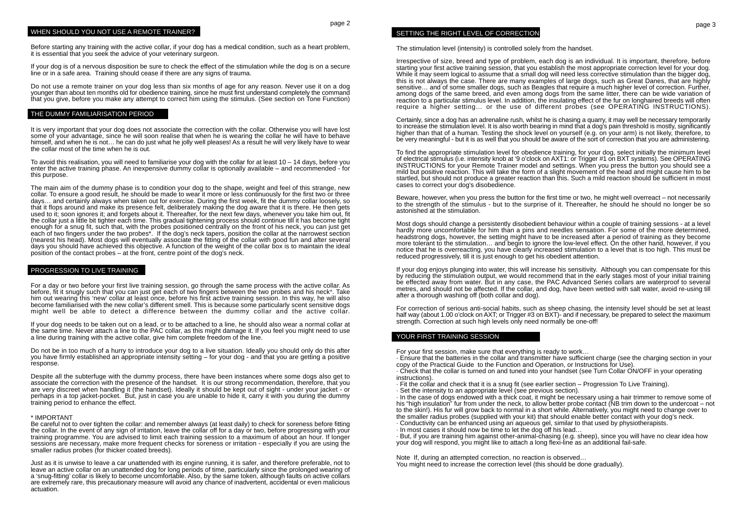## WHEN SHOULD YOU NOT USE A REMOTE TRAINER?

Before starting any training with the active collar, if your dog has a medical condition, such as a heart problem, it is essential that you seek the advice of your veterinary surgeon.

If your dog is of a nervous disposition be sure to check the effect of the stimulation while the dog is on a secure line or in a safe area. Training should cease if there are any signs of trauma.

Do not use a remote trainer on your dog less than six months of age for any reason. Never use it on a dog younger than about ten months old for obedience training, since he must first understand completely the command that you give, before you make any attempt to correct him using the stimulus. (See section on Tone Function)

## THE DUMMY FAMILIARISATION PERIOD

It is very important that your dog does not associate the correction with the collar. Otherwise you will have lost some of your advantage, since he will soon realise that when he is wearing the collar he will have to behave himself, and when he is not… he can do just what he jolly well pleases! As a result he will very likely have to wear the collar most of the time when he is out.

To avoid this realisation, you will need to familiarise your dog with the collar for at least 10 – 14 days, before you enter the active training phase. An inexpensive dummy collar is optionally available – and recommended - for this purpose.

The main aim of the dummy phase is to condition your dog to the shape, weight and feel of this strange, new collar. To ensure a good result, he should be made to wear it more or less continuously for the first two or three days… and certainly always when taken out for exercise. During the first week, fit the dummy collar loosely, so that it flops around and make its presence felt, deliberately making the dog aware that it is there. He then gets used to it; soon ignores it; and forgets about it. Thereafter, for the next few days, whenever you take him out, fit the collar just a little bit tighter each time. This gradual tightening process should continue till it has become tight enough for a snug fit, such that, with the probes positioned centrally on the front of his neck, you can just get each of two fingers under the two probes*. If the dog's neck tapers, position the collar at the narrowest section (nearest his head). Most dogs will eventually associate the fitting of the collar with good fun and after several days you should have achieved this objective. A function of the weight of the collar box is to maintain the ideal position of the contact probes – at the front, centre point of the dog's neck.

## PROGRESSION TO LIVE TRAINING

For a day or two before your first live training session, go through the same process with the active collar. As before, fit it snugly such that you can just get each of two fingers between the two probes and his neck*. Take him out wearing this 'new' collar at least once, before his first active training session. In this way, he will also become familiarised with the new collar's different smell. This is because some particularly scent sensitive dogs might well be able to detect a difference between the dummy collar and the active collar.

If your dog needs to be taken out on a lead, or to be attached to a line, he should also wear a normal collar at the same time. Never attach a line to the PAC collar, as this might damage it. If you feel you might need to use a line during training with the active collar, give him complete freedom of the line.

Do not be in too much of a hurry to introduce your dog to a live situation. Ideally you should only do this after you have firmly established an appropriate intensity setting – for your dog - and that you are getting a positive response.

Despite all the subterfuge with the dummy process, there have been instances where some dogs also get to associate the correction with the presence of the handset. It is our strong recommendation, therefore, that you are very discreet when handling it (the handset). Ideally it should be kept out of sight - under your jacket - or perhaps in a top jacket-pocket. But, just in case you are unable to hide it, carry it with you during the dummy training period to enhance the effect.

\* IMPORTANT
Be careful not to over tighten the collar: and remember always (at least daily) to check for soreness before fitting the collar. In the event of any sign of irritation, leave the collar off for a day or two, before progressing with your training programme. You are advised to limit each training session to a maximum of about an hour. If longer sessions are necessary, make more frequent checks for soreness or irritation - especially if you are using the smaller radius probes (for thicker coated breeds).

Just as it is unwise to leave a car unattended with its engine running, it is safer, and therefore preferable, not to leave an active collar on an unattended dog for long periods of time, particularly since the prolonged wearing of a 'snug-fitting' collar is likely to become uncomfortable. Also, by the same token, although faults on active collars are extremely rare, this precautionary measure will avoid any chance of inadvertent, accidental or even malicious actuation.

## SETTING THE RIGHT LEVEL OF CORRECTION

The stimulation level (intensity) is controlled solely from the handset.

Irrespective of size, breed and type of problem, each dog is an individual. It is important, therefore, before starting your first active training session, that you establish the most appropriate correction level for your dog. While it may seem logical to assume that a small dog will need less corrective stimulation than the bigger dog, this is not always the case. There are many examples of large dogs, such as Great Danes, that are highly sensitive… and of some smaller dogs, such as Beagles that require a much higher level of correction. Further, among dogs of the same breed, and even among dogs from the same litter, there can be wide variation of reaction to a particular stimulus level. In addition, the insulating effect of the fur on longhaired breeds will often require a higher setting… or the use of different probes (see OPERATING INSTRUCTIONS).

Certainly, since a dog has an adrenaline rush, whilst he is chasing a quarry, it may well be necessary temporarily to increase the stimulation level. It is also worth bearing in mind that a dog's pain threshold is mostly, significantly higher than that of a human. Testing the shock level on yourself (e.g. on your arm) is not likely, therefore, to be very meaningful - but it is as well that you should be aware of the sort of correction that you are administering.

To find the appropriate stimulation level for obedience training, for your dog, select initially the minimum level of electrical stimulus (i.e. intensity knob at '9 o'clock on AXT1: or Trigger #1 on BXT systems). See OPERATING INSTRUCTIONS for your Remote Trainer model and systems. When you press the button you should see a mild but positive reaction. This will take the form of a slight movement of the head and might cause him to be startled, but should not produce a greater reaction than this. Such a mild reaction should be sufficient in most cases to correct your dog's disobedience.

Beware, however, when you press the button for the first time or two, he might well overreact – not necessarily to the strength of the stimulus - but to the surprise of it. Thereafter, he should he should no longer be so astonished at the stimulation.

Most dogs should change a persistently disobedient behaviour within a couple of training sessions - at a level hardly more uncomfortable for him than a pins and needles sensation. For some of the more determined, headstrong dogs, however, the setting might have to be increased after a period of training as they become more tolerant to the stimulation… and begin to ignore the low-level effect. On the other hand, however, if you notice that he is overreacting, you have clearly increased stimulation to a level that is too high. This must be reduced progressively, till it is just enough to get his obedient attention.

If your dog enjoys plunging into water, this will increase his sensitivity. Although you can compensate for this by reducing the stimulation output, we would recommend that in the early stages most of your initial training be effected away from water. But in any case, the PAC Advanced Series collars are waterproof to several metres, and should not be affected. If the collar, and dog, have been wetted with salt water, avoid re-using till after a thorough washing off (both collar and dog).

For correction of serious anti-social habits, such as sheep chasing, the intensity level should be set at least half way (about 1.00 o'clock on AXT; or Trigger #3 on BXT)- and if necessary, be prepared to select the maximum strength. Correction at such high levels only need normally be one-off!

## YOUR FIRST TRAINING SESSION

For your first session, make sure that everything is ready to work…

- Ensure that the batteries in the collar and transmitter have sufficient charge (see the charging section in your copy of the Practical Guide to the Function and Operation, or Instructions for Use).
- Check that the collar is turned on and tuned into your handset (see Turn Collar ON/OFF in your operating instructions).
- Fit the collar and check that it is a snug fit (see earlier section – Progression To Live Training).
- Set the intensity to an appropriate level (see previous section).
- In the case of dogs endowed with a thick coat, it might be necessary using a hair trimmer to remove some of his "high insulation" fur from under the neck, to allow better probe contact (NB trim down to the undercoat – not to the skin!). His fur will grow back to normal in a short while. Alternatively, you might need to change over to the smaller radius probes (supplied with your kit) that should enable better contact with your dog's neck.
- Conductivity can be enhanced using an aqueous gel, similar to that used by physiotherapists.
- In most cases it should now be time to let the dog off his lead…
- But, if you are training him against other-animal-chasing (e.g. sheep), since you will have no clear idea how your dog will respond, you might like to attach a long flexi-line as an additional fail-safe.

Note If, during an attempted correction, no reaction is observed…
You might need to increase the correction level (this should be done gradually).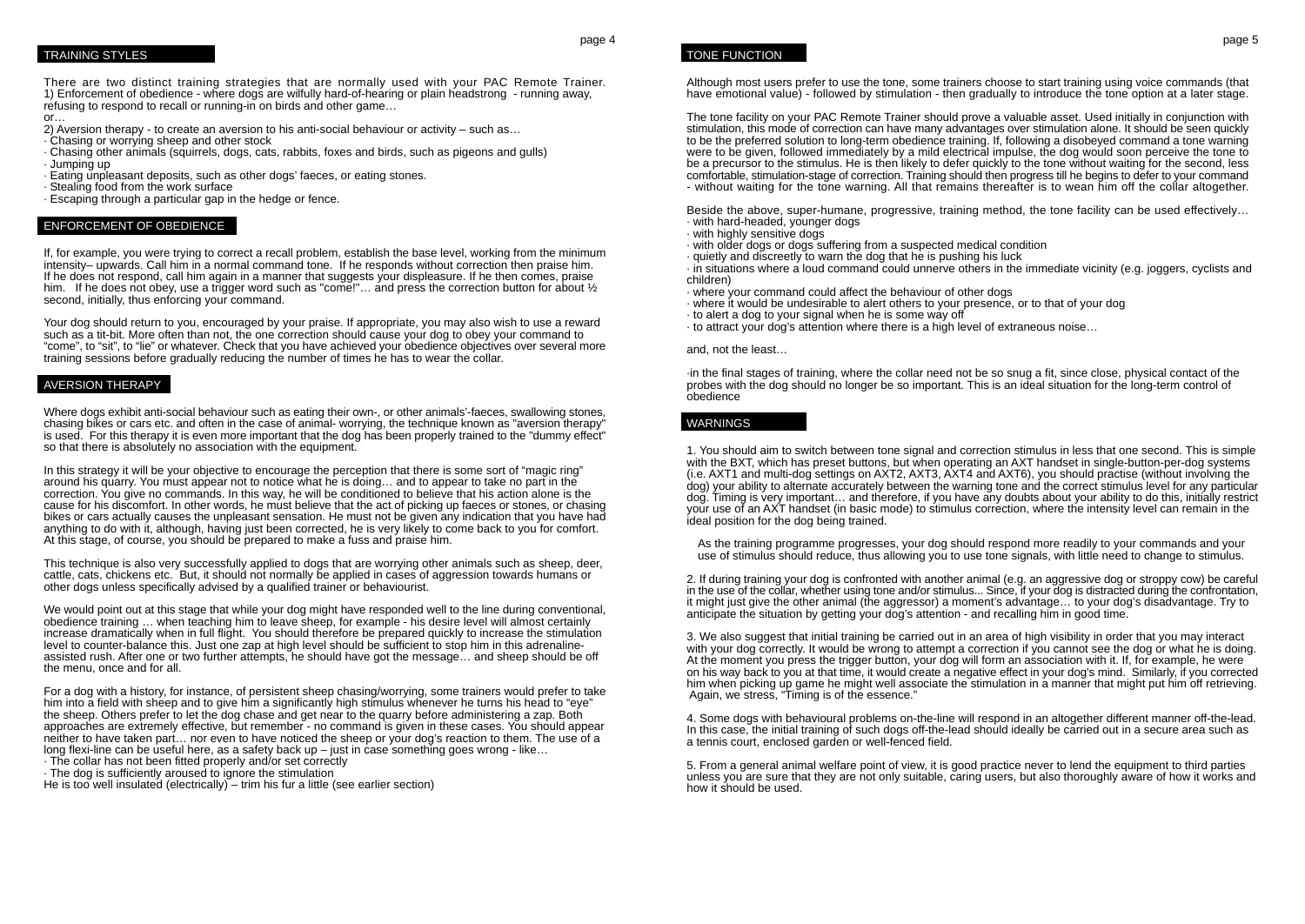## TRAINING STYLES

There are two distinct training strategies that are normally used with your PAC Remote Trainer.
1) Enforcement of obedience - where dogs are wilfully hard-of-hearing or plain headstrong - running away, refusing to respond to recall or running-in on birds and other game…
or…
2) Aversion therapy - to create an aversion to his anti-social behaviour or activity – such as…
· Chasing or worrying sheep and other stock
· Chasing other animals (squirrels, dogs, cats, rabbits, foxes and birds, such as pigeons and gulls)
· Jumping up
· Eating unpleasant deposits, such as other dogs' faeces, or eating stones.
· Stealing food from the work surface
· Escaping through a particular gap in the hedge or fence.

## ENFORCEMENT OF OBEDIENCE

If, for example, you were trying to correct a recall problem, establish the base level, working from the minimum intensity– upwards. Call him in a normal command tone. If he responds without correction then praise him. If he does not respond, call him again in a manner that suggests your displeasure. If he then comes, praise him. If he does not obey, use a trigger word such as "come!"… and press the correction button for about ½ second, initially, thus enforcing your command.

Your dog should return to you, encouraged by your praise. If appropriate, you may also wish to use a reward such as a tit-bit. More often than not, the one correction should cause your dog to obey your command to "come", to "sit", to "lie" or whatever. Check that you have achieved your obedience objectives over several more training sessions before gradually reducing the number of times he has to wear the collar.

## AVERSION THERAPY

Where dogs exhibit anti-social behaviour such as eating their own-, or other animals'-faeces, swallowing stones, chasing bikes or cars etc. and often in the case of animal- worrying, the technique known as "aversion therapy" is used. For this therapy it is even more important that the dog has been properly trained to the "dummy effect" so that there is absolutely no association with the equipment.

In this strategy it will be your objective to encourage the perception that there is some sort of "magic ring" around his quarry. You must appear not to notice what he is doing… and to appear to take no part in the correction. You give no commands. In this way, he will be conditioned to believe that his action alone is the cause for his discomfort. In other words, he must believe that the act of picking up faeces or stones, or chasing bikes or cars actually causes the unpleasant sensation. He must not be given any indication that you have had anything to do with it, although, having just been corrected, he is very likely to come back to you for comfort. At this stage, of course, you should be prepared to make a fuss and praise him.

This technique is also very successfully applied to dogs that are worrying other animals such as sheep, deer, cattle, cats, chickens etc. But, it should not normally be applied in cases of aggression towards humans or other dogs unless specifically advised by a qualified trainer or behaviourist.

We would point out at this stage that while your dog might have responded well to the line during conventional, obedience training … when teaching him to leave sheep, for example - his desire level will almost certainly increase dramatically when in full flight. You should therefore be prepared quickly to increase the stimulation level to counter-balance this. Just one zap at high level should be sufficient to stop him in this adrenaline-assisted rush. After one or two further attempts, he should have got the message… and sheep should be off the menu, once and for all.

For a dog with a history, for instance, of persistent sheep chasing/worrying, some trainers would prefer to take him into a field with sheep and to give him a significantly high stimulus whenever he turns his head to "eye" the sheep. Others prefer to let the dog chase and get near to the quarry before administering a zap. Both approaches are extremely effective, but remember - no command is given in these cases. You should appear neither to have taken part… nor even to have noticed the sheep or your dog's reaction to them. The use of a long flexi-line can be useful here, as a safety back up – just in case something goes wrong - like…
· The collar has not been fitted properly and/or set correctly
· The dog is sufficiently aroused to ignore the stimulation
He is too well insulated (electrically) – trim his fur a little (see earlier section)

## TONE FUNCTION

Although most users prefer to use the tone, some trainers choose to start training using voice commands (that have emotional value) - followed by stimulation - then gradually to introduce the tone option at a later stage.

The tone facility on your PAC Remote Trainer should prove a valuable asset. Used initially in conjunction with stimulation, this mode of correction can have many advantages over stimulation alone. It should be seen quickly to be the preferred solution to long-term obedience training. If, following a disobeyed command a tone warning were to be given, followed immediately by a mild electrical impulse, the dog would soon perceive the tone to be a precursor to the stimulus. He is then likely to defer quickly to the tone without waiting for the second, less comfortable, stimulation-stage of correction. Training should then progress till he begins to defer to your command - without waiting for the tone warning. All that remains thereafter is to wean him off the collar altogether.

Beside the above, super-humane, progressive, training method, the tone facility can be used effectively…
· with hard-headed, younger dogs
· with highly sensitive dogs
· with older dogs or dogs suffering from a suspected medical condition
· quietly and discreetly to warn the dog that he is pushing his luck
· in situations where a loud command could unnerve others in the immediate vicinity (e.g. joggers, cyclists and children)
· where your command could affect the behaviour of other dogs
· where it would be undesirable to alert others to your presence, or to that of your dog
· to alert a dog to your signal when he is some way off
· to attract your dog's attention where there is a high level of extraneous noise…

and, not the least…

·in the final stages of training, where the collar need not be so snug a fit, since close, physical contact of the probes with the dog should no longer be so important. This is an ideal situation for the long-term control of obedience

## WARNINGS

1. You should aim to switch between tone signal and correction stimulus in less that one second. This is simple with the BXT, which has preset buttons, but when operating an AXT handset in single-button-per-dog systems (i.e. AXT1 and multi-dog settings on AXT2, AXT3, AXT4 and AXT6), you should practise (without involving the dog) your ability to alternate accurately between the warning tone and the correct stimulus level for any particular dog. Timing is very important… and therefore, if you have any doubts about your ability to do this, initially restrict your use of an AXT handset (in basic mode) to stimulus correction, where the intensity level can remain in the ideal position for the dog being trained.

As the training programme progresses, your dog should respond more readily to your commands and your use of stimulus should reduce, thus allowing you to use tone signals, with little need to change to stimulus.

2. If during training your dog is confronted with another animal (e.g. an aggressive dog or stroppy cow) be careful in the use of the collar, whether using tone and/or stimulus... Since, if your dog is distracted during the confrontation, it might just give the other animal (the aggressor) a moment's advantage… to your dog's disadvantage. Try to anticipate the situation by getting your dog's attention - and recalling him in good time.

3. We also suggest that initial training be carried out in an area of high visibility in order that you may interact with your dog correctly. It would be wrong to attempt a correction if you cannot see the dog or what he is doing. At the moment you press the trigger button, your dog will form an association with it. If, for example, he were on his way back to you at that time, it would create a negative effect in your dog's mind. Similarly, if you corrected him when picking up game he might well associate the stimulation in a manner that might put him off retrieving. Again, we stress, "Timing is of the essence."

4. Some dogs with behavioural problems on-the-line will respond in an altogether different manner off-the-lead. In this case, the initial training of such dogs off-the-lead should ideally be carried out in a secure area such as a tennis court, enclosed garden or well-fenced field.

5. From a general animal welfare point of view, it is good practice never to lend the equipment to third parties unless you are sure that they are not only suitable, caring users, but also thoroughly aware of how it works and how it should be used.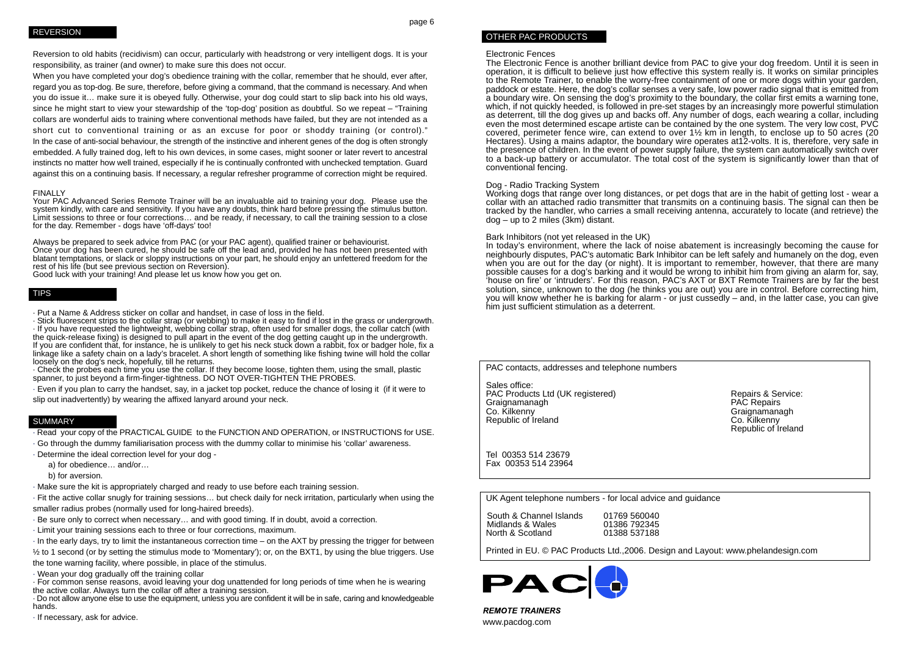## REVERSION

Reversion to old habits (recidivism) can occur, particularly with headstrong or very intelligent dogs. It is your responsibility, as trainer (and owner) to make sure this does not occur.

When you have completed your dog's obedience training with the collar, remember that he should, ever after, regard you as top-dog. Be sure, therefore, before giving a command, that the command is necessary. And when you do issue it… make sure it is obeyed fully. Otherwise, your dog could start to slip back into his old ways, since he might start to view your stewardship of the 'top-dog' position as doubtful. So we repeat – "Training collars are wonderful aids to training where conventional methods have failed, but they are not intended as a short cut to conventional training or as an excuse for poor or shoddy training (or control)." In the case of anti-social behaviour, the strength of the instinctive and inherent genes of the dog is often strongly embedded. A fully trained dog, left to his own devices, in some cases, might sooner or later revert to ancestral instincts no matter how well trained, especially if he is continually confronted with unchecked temptation. Guard against this on a continuing basis. If necessary, a regular refresher programme of correction might be required.

### FINALLY

Your PAC Advanced Series Remote Trainer will be an invaluable aid to training your dog. Please use the system kindly, with care and sensitivity. If you have any doubts, think hard before pressing the stimulus button. Limit sessions to three or four corrections… and be ready, if necessary, to call the training session to a close for the day. Remember - dogs have 'off-days' too!

Always be prepared to seek advice from PAC (or your PAC agent), qualified trainer or behaviourist.
Once your dog has been cured, he should be safe off the lead and, provided he has not been presented with blatant temptations, or slack or sloppy instructions on your part, he should enjoy an unfettered freedom for the rest of his life (but see previous section on Reversion).
Good luck with your training! And please let us know how you get on.

## TIPS

· Put a Name & Address sticker on collar and handset, in case of loss in the field.
· Stick fluorescent strips to the collar strap (or webbing) to make it easy to find if lost in the grass or undergrowth.
· If you have requested the lightweight, webbing collar strap, often used for smaller dogs, the collar catch (with the quick-release fixing) is designed to pull apart in the event of the dog getting caught up in the undergrowth. If you are confident that, for instance, he is unlikely to get his neck stuck down a rabbit, fox or badger hole, fix a linkage like a safety chain on a lady's bracelet. A short length of something like fishing twine will hold the collar loosely on the dog's neck, hopefully, till he returns.
· Check the probes each time you use the collar. If they become loose, tighten them, using the small, plastic spanner, to just beyond a firm-finger-tightness. DO NOT OVER-TIGHTEN THE PROBES.
· Even if you plan to carry the handset, say, in a jacket top pocket, reduce the chance of losing it (if it were to slip out inadvertently) by wearing the affixed lanyard around your neck.

## SUMMARY

· Read your copy of the PRACTICAL GUIDE to the FUNCTION AND OPERATION, or INSTRUCTIONS for USE.
· Go through the dummy familiarisation process with the dummy collar to minimise his 'collar' awareness.
· Determine the ideal correction level for your dog -
  a) for obedience… and/or…
  b) for aversion.
· Make sure the kit is appropriately charged and ready to use before each training session.
· Fit the active collar snugly for training sessions… but check daily for neck irritation, particularly when using the smaller radius probes (normally used for long-haired breeds).
· Be sure only to correct when necessary… and with good timing. If in doubt, avoid a correction.
· Limit your training sessions each to three or four corrections, maximum.
· In the early days, try to limit the instantaneous correction time – on the AXT by pressing the trigger for between ½ to 1 second (or by setting the stimulus mode to 'Momentary'); or, on the BXT1, by using the blue triggers. Use the tone warning facility, where possible, in place of the stimulus.
· Wean your dog gradually off the training collar
· For common sense reasons, avoid leaving your dog unattended for long periods of time when he is wearing the active collar. Always turn the collar off after a training session.
· Do not allow anyone else to use the equipment, unless you are confident it will be in safe, caring and knowledgeable hands.
· If necessary, ask for advice.

## OTHER PAC PRODUCTS

### Electronic Fences

The Electronic Fence is another brilliant device from PAC to give your dog freedom. Until it is seen in operation, it is difficult to believe just how effective this system really is. It works on similar principles to the Remote Trainer, to enable the worry-free containment of one or more dogs within your garden, paddock or estate. Here, the dog's collar senses a very safe, low power radio signal that is emitted from a boundary wire. On sensing the dog's proximity to the boundary, the collar first emits a warning tone, which, if not quickly heeded, is followed in pre-set stages by an increasingly more powerful stimulation as deterrent, till the dog gives up and backs off. Any number of dogs, each wearing a collar, including even the most determined escape artiste can be contained by the one system. The very low cost, PVC covered, perimeter fence wire, can extend to over 1½ km in length, to enclose up to 50 acres (20 Hectares). Using a mains adaptor, the boundary wire operates at12-volts. It is, therefore, very safe in the presence of children. In the event of power supply failure, the system can automatically switch over to a back-up battery or accumulator. The total cost of the system is significantly lower than that of conventional fencing.

### Dog - Radio Tracking System

Working dogs that range over long distances, or pet dogs that are in the habit of getting lost - wear a collar with an attached radio transmitter that transmits on a continuing basis. The signal can then be tracked by the handler, who carries a small receiving antenna, accurately to locate (and retrieve) the dog – up to 2 miles (3km) distant.

### Bark Inhibitors (not yet released in the UK)

In today's environment, where the lack of noise abatement is increasingly becoming the cause for neighbourly disputes, PAC's automatic Bark Inhibitor can be left safely and humanely on the dog, even when you are out for the day (or night). It is important to remember, however, that there are many possible causes for a dog's barking and it would be wrong to inhibit him from giving an alarm for, say, 'house on fire' or 'intruders'. For this reason, PAC's AXT or BXT Remote Trainers are by far the best solution, since, unknown to the dog (he thinks you are out) you are in control. Before correcting him, you will know whether he is barking for alarm - or just cussedly – and, in the latter case, you can give him just sufficient stimulation as a deterrent.

PAC contacts, addresses and telephone numbers

Sales office:
PAC Products Ltd (UK registered)
Graignamanagh
Co. Kilkenny
Republic of Ireland

Repairs & Service:
PAC Repairs
Graignamanagh
Co. Kilkenny
Republic of Ireland

Tel 00353 514 23679
Fax 00353 514 23964

UK Agent telephone numbers - for local advice and guidance

| | |
|---|---|
| South & Channel Islands | 01769 560040 |
| Midlands & Wales | 01386 792345 |
| North & Scotland | 01388 537188 |

Printed in EU. © PAC Products Ltd.,2006. Design and Layout: www.phelandesign.com

PAC

***REMOTE TRAINERS***
www.pacdog.com